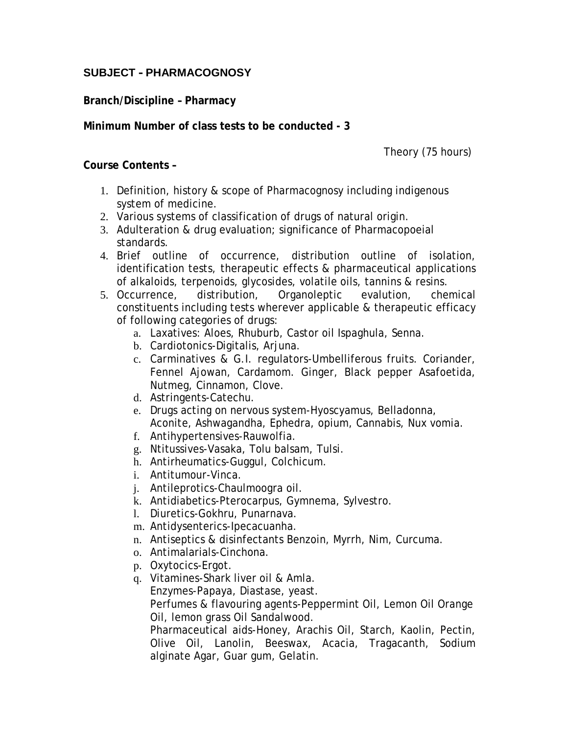**SUBJECT - PHARMACOGNOSY**

**Branch/Discipline – Pharmacy**

**Minimum Number of class tests to be conducted - 3**

Theory (75 hours)

**Course Contents –**

1. Definition, history & scope of Pharmacognosy including indigenous system of medicine.
2. Various systems of classification of drugs of natural origin.
3. Adulteration & drug evaluation; significance of Pharmacopoeial standards.
4. Brief outline of occurrence, distribution outline of isolation, identification tests, therapeutic effects & pharmaceutical applications of alkaloids, terpenoids, glycosides, volatile oils, tannins & resins.
5. Occurrence, distribution, Organoleptic evalution, chemical constituents including tests wherever applicable & therapeutic efficacy of following categories of drugs:
   a. Laxatives: Aloes, Rhuburb, Castor oil Ispaghula, Senna.
   b. Cardiotonics-Digitalis, Arjuna.
   c. Carminatives & G.I. regulators-Umbelliferous fruits. Coriander, Fennel Ajowan, Cardamom. Ginger, Black pepper Asafoetida, Nutmeg, Cinnamon, Clove.
   d. Astringents-Catechu.
   e. Drugs acting on nervous system-Hyoscyamus, Belladonna, Aconite, Ashwagandha, Ephedra, opium, Cannabis, Nux vomia.
   f. Antihypertensives-Rauwolfia.
   g. Ntitussives-Vasaka, Tolu balsam, Tulsi.
   h. Antirheumatics-Guggul, Colchicum.
   i. Antitumour-Vinca.
   j. Antileprotics-Chaulmoogra oil.
   k. Antidiabetics-Pterocarpus, Gymnema, Sylvestro.
   l. Diuretics-Gokhru, Punarnava.
   m. Antidysenterics-Ipecacuanha.
   n. Antiseptics & disinfectants Benzoin, Myrrh, Nim, Curcuma.
   o. Antimalarials-Cinchona.
   p. Oxytocics-Ergot.
   q. Vitamines-Shark liver oil & Amla.
      Enzymes-Papaya, Diastase, yeast.
      Perfumes & flavouring agents-Peppermint Oil, Lemon Oil Orange Oil, lemon grass Oil Sandalwood.
      Pharmaceutical aids-Honey, Arachis Oil, Starch, Kaolin, Pectin, Olive Oil, Lanolin, Beeswax, Acacia, Tragacanth, Sodium alginate Agar, Guar gum, Gelatin.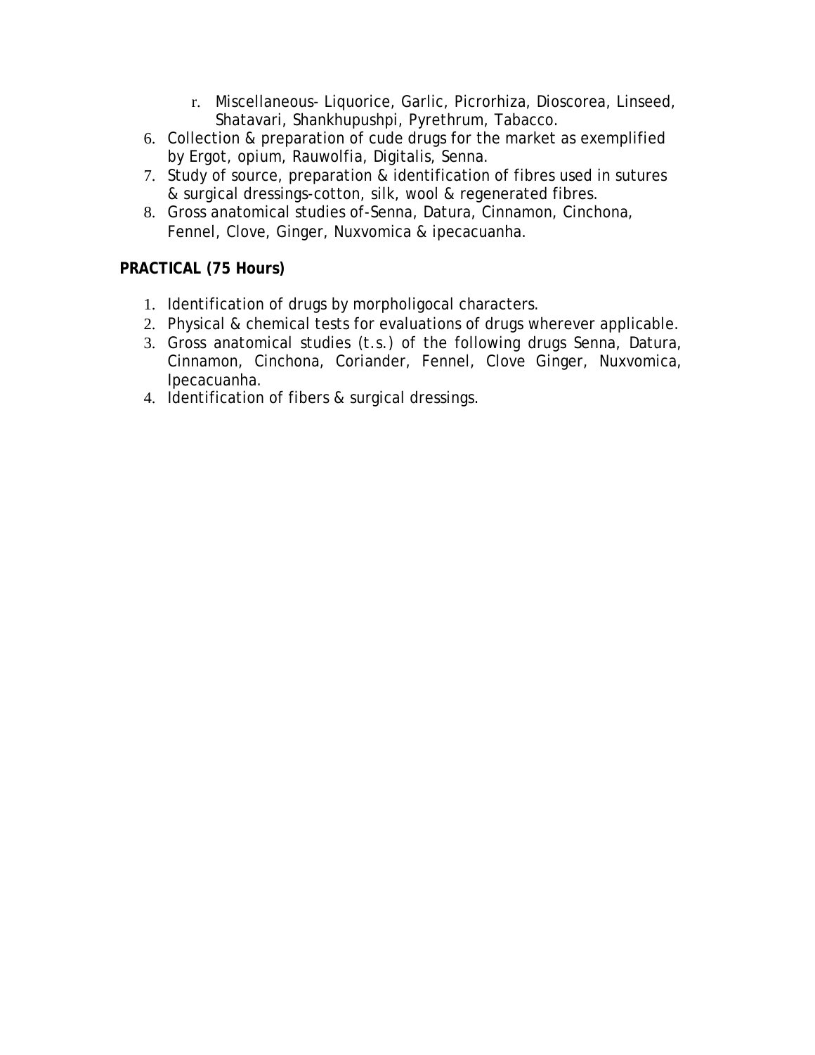r. Miscellaneous- Liquorice, Garlic, Picrorhiza, Dioscorea, Linseed, Shatavari, Shankhupushpi, Pyrethrum, Tabacco.

6. Collection & preparation of cude drugs for the market as exemplified by Ergot, opium, Rauwolfia, Digitalis, Senna.
7. Study of source, preparation & identification of fibres used in sutures & surgical dressings-cotton, silk, wool & regenerated fibres.
8. Gross anatomical studies of-Senna, Datura, Cinnamon, Cinchona, Fennel, Clove, Ginger, Nuxvomica & ipecacuanha.

**PRACTICAL (75 Hours)**

1. Identification of drugs by morpholigocal characters.
2. Physical & chemical tests for evaluations of drugs wherever applicable.
3. Gross anatomical studies (t.s.) of the following drugs Senna, Datura, Cinnamon, Cinchona, Coriander, Fennel, Clove Ginger, Nuxvomica, Ipecacuanha.
4. Identification of fibers & surgical dressings.